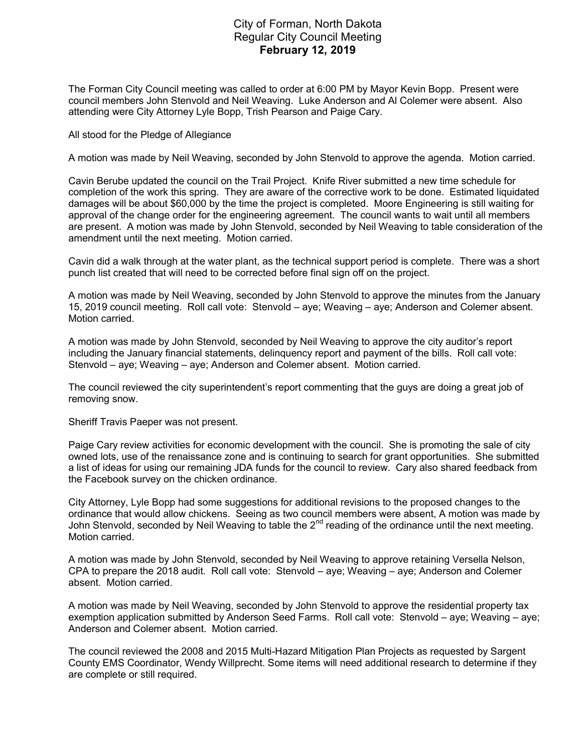# City of Forman, North Dakota
## Regular City Council Meeting
## **February 12, 2019**

The Forman City Council meeting was called to order at 6:00 PM by Mayor Kevin Bopp. Present were council members John Stenvold and Neil Weaving. Luke Anderson and Al Colemer were absent. Also attending were City Attorney Lyle Bopp, Trish Pearson and Paige Cary.

All stood for the Pledge of Allegiance

A motion was made by Neil Weaving, seconded by John Stenvold to approve the agenda. Motion carried.

Cavin Berube updated the council on the Trail Project. Knife River submitted a new time schedule for completion of the work this spring. They are aware of the corrective work to be done. Estimated liquidated damages will be about $60,000 by the time the project is completed. Moore Engineering is still waiting for approval of the change order for the engineering agreement. The council wants to wait until all members are present. A motion was made by John Stenvold, seconded by Neil Weaving to table consideration of the amendment until the next meeting. Motion carried.

Cavin did a walk through at the water plant, as the technical support period is complete. There was a short punch list created that will need to be corrected before final sign off on the project.

A motion was made by Neil Weaving, seconded by John Stenvold to approve the minutes from the January 15, 2019 council meeting. Roll call vote: Stenvold – aye; Weaving – aye; Anderson and Colemer absent. Motion carried.

A motion was made by John Stenvold, seconded by Neil Weaving to approve the city auditor's report including the January financial statements, delinquency report and payment of the bills. Roll call vote: Stenvold – aye; Weaving – aye; Anderson and Colemer absent. Motion carried.

The council reviewed the city superintendent's report commenting that the guys are doing a great job of removing snow.

Sheriff Travis Paeper was not present.

Paige Cary review activities for economic development with the council. She is promoting the sale of city owned lots, use of the renaissance zone and is continuing to search for grant opportunities. She submitted a list of ideas for using our remaining JDA funds for the council to review. Cary also shared feedback from the Facebook survey on the chicken ordinance.

City Attorney, Lyle Bopp had some suggestions for additional revisions to the proposed changes to the ordinance that would allow chickens. Seeing as two council members were absent, A motion was made by John Stenvold, seconded by Neil Weaving to table the 2nd reading of the ordinance until the next meeting. Motion carried.

A motion was made by John Stenvold, seconded by Neil Weaving to approve retaining Versella Nelson, CPA to prepare the 2018 audit. Roll call vote: Stenvold – aye; Weaving – aye; Anderson and Colemer absent. Motion carried.

A motion was made by Neil Weaving, seconded by John Stenvold to approve the residential property tax exemption application submitted by Anderson Seed Farms. Roll call vote: Stenvold – aye; Weaving – aye; Anderson and Colemer absent. Motion carried.

The council reviewed the 2008 and 2015 Multi-Hazard Mitigation Plan Projects as requested by Sargent County EMS Coordinator, Wendy Willprecht. Some items will need additional research to determine if they are complete or still required.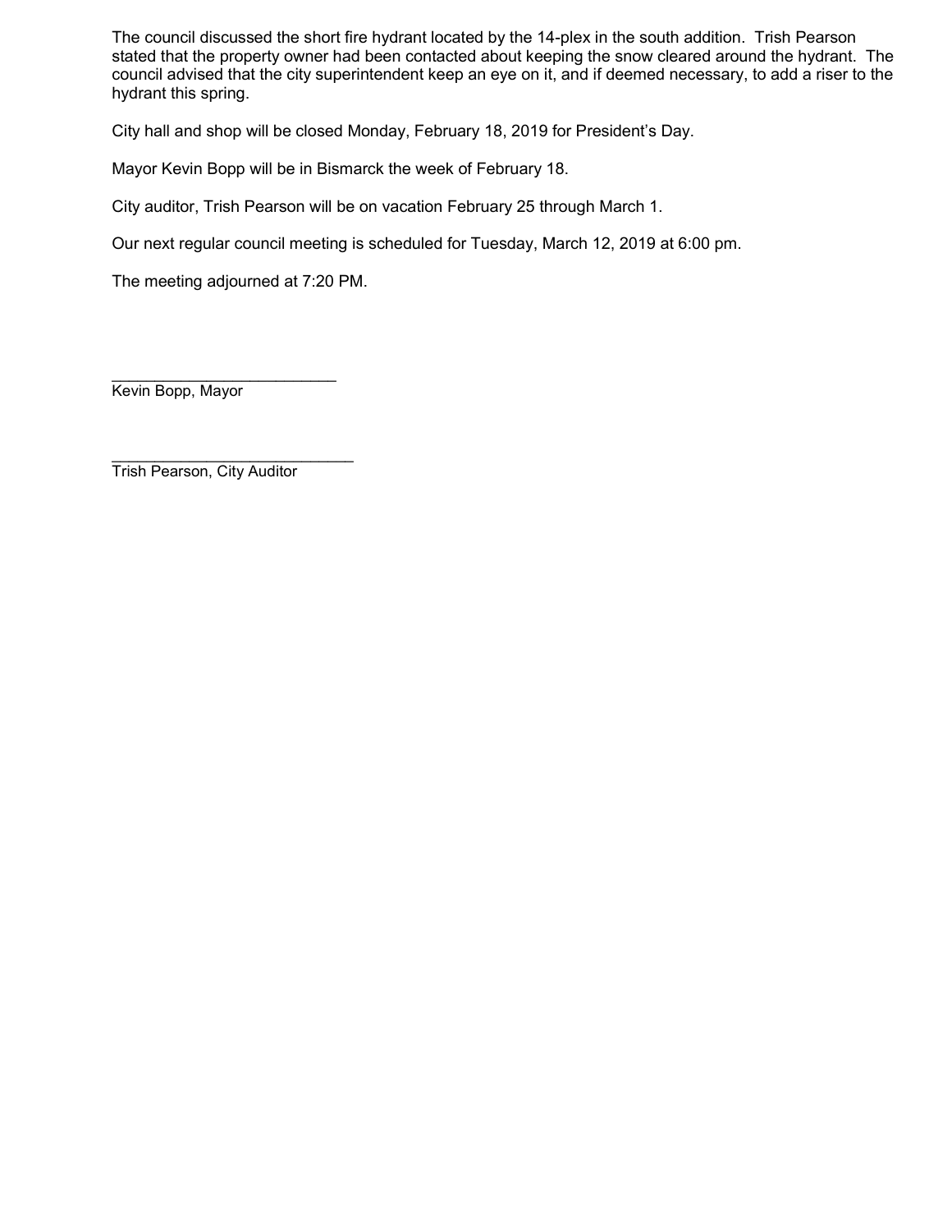The council discussed the short fire hydrant located by the 14-plex in the south addition. Trish Pearson stated that the property owner had been contacted about keeping the snow cleared around the hydrant. The council advised that the city superintendent keep an eye on it, and if deemed necessary, to add a riser to the hydrant this spring.

City hall and shop will be closed Monday, February 18, 2019 for President's Day.

Mayor Kevin Bopp will be in Bismarck the week of February 18.

City auditor, Trish Pearson will be on vacation February 25 through March 1.

Our next regular council meeting is scheduled for Tuesday, March 12, 2019 at 6:00 pm.

The meeting adjourned at 7:20 PM.

___________________________
Kevin Bopp, Mayor

_____________________________
Trish Pearson, City Auditor